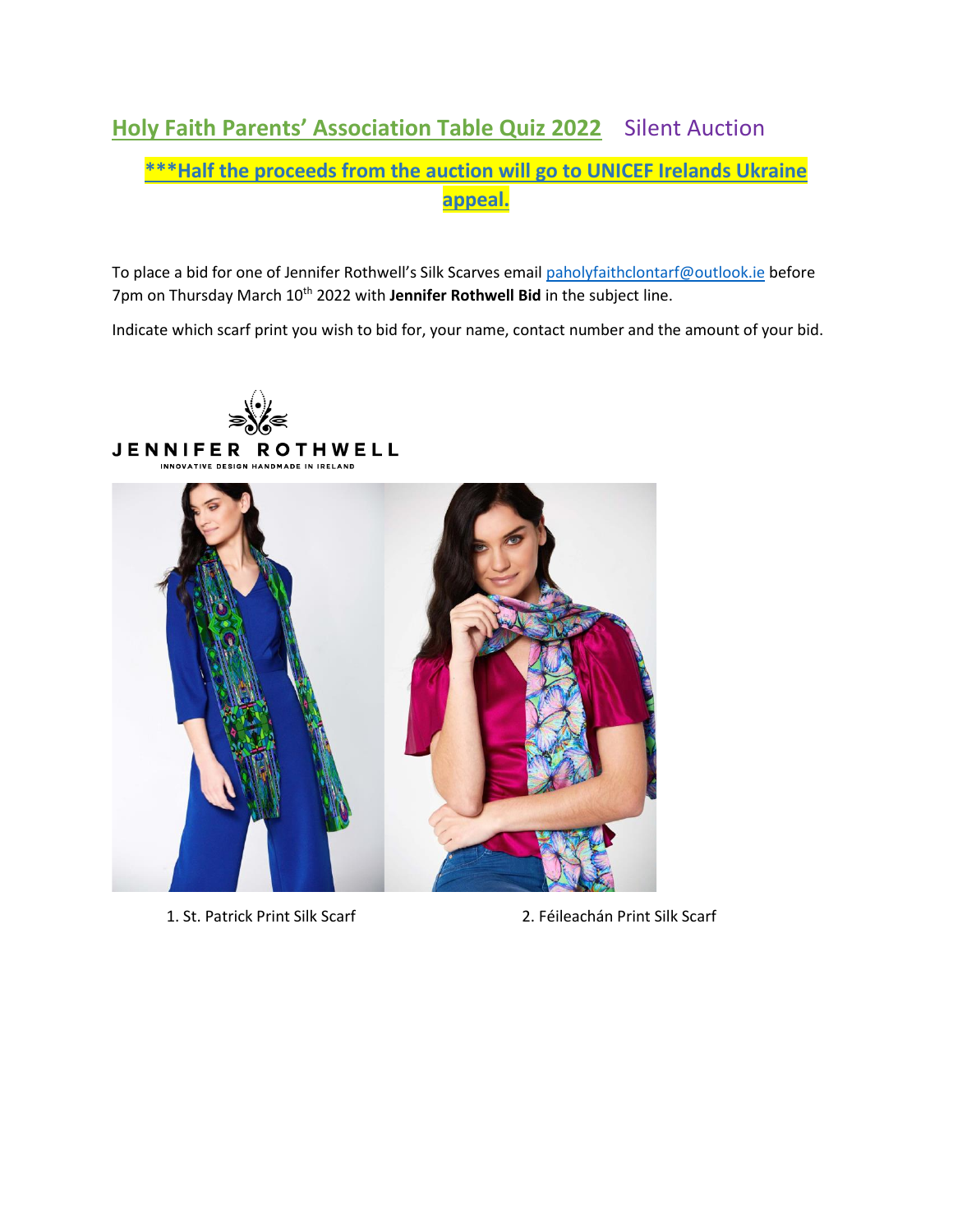## Holy Faith Parents' Association Table Quiz 2022 Silent Auction

**\*\*\*Half the proceeds from the auction will go to UNICEF Irelands Ukraine appeal.**

To place a bid for one of Jennifer Rothwell's Silk Scarves email paholyfaithclontarf@outlook.ie before 7pm on Thursday March 10th 2022 with **Jennifer Rothwell Bid** in the subject line.

Indicate which scarf print you wish to bid for, your name, contact number and the amount of your bid.

JENNIFER ROTHWELL

INNOVATIVE DESIGN HANDMADE IN IRELAND

1. St. Patrick Print Silk Scarf

2. Féileachán Print Silk Scarf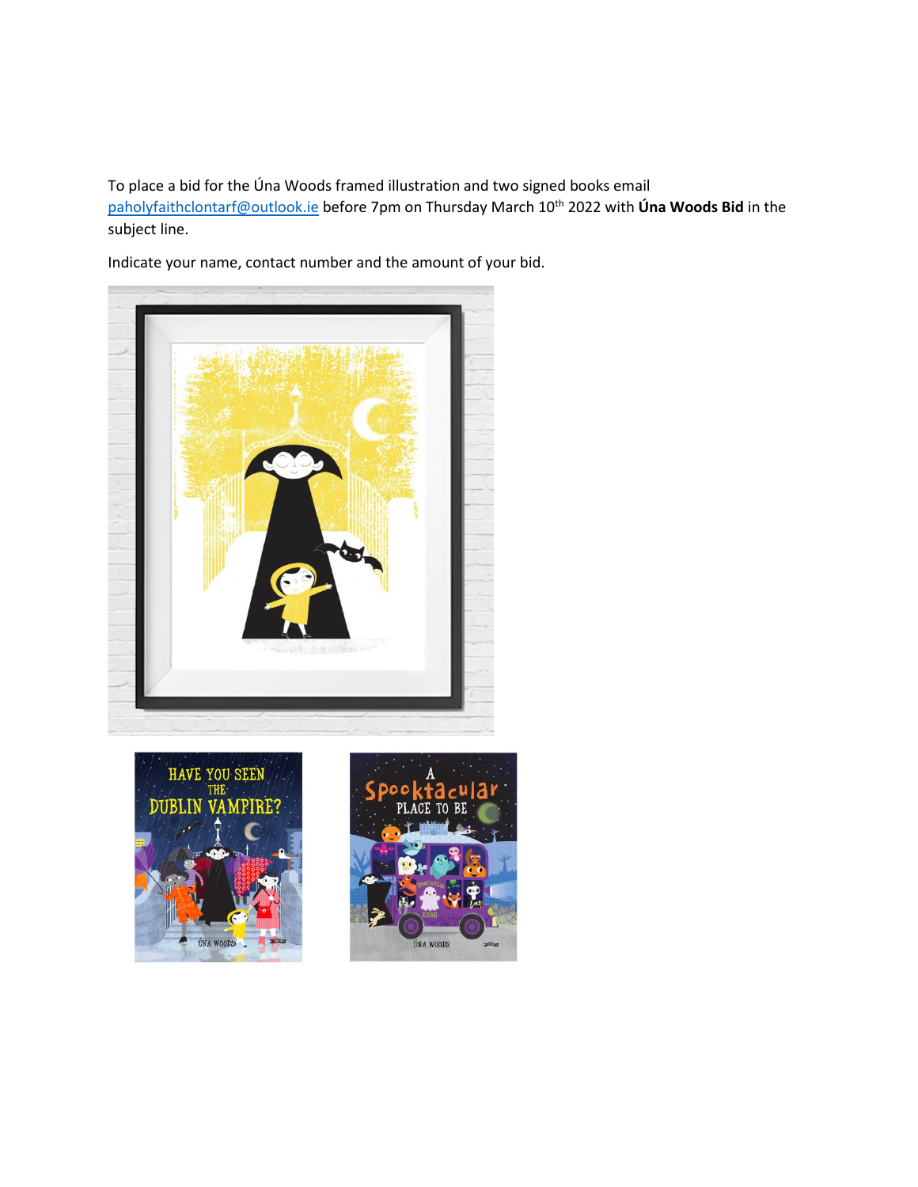To place a bid for the Úna Woods framed illustration and two signed books email paholyfaithclontarf@outlook.ie before 7pm on Thursday March 10th 2022 with **Úna Woods Bid** in the subject line.

Indicate your name, contact number and the amount of your bid.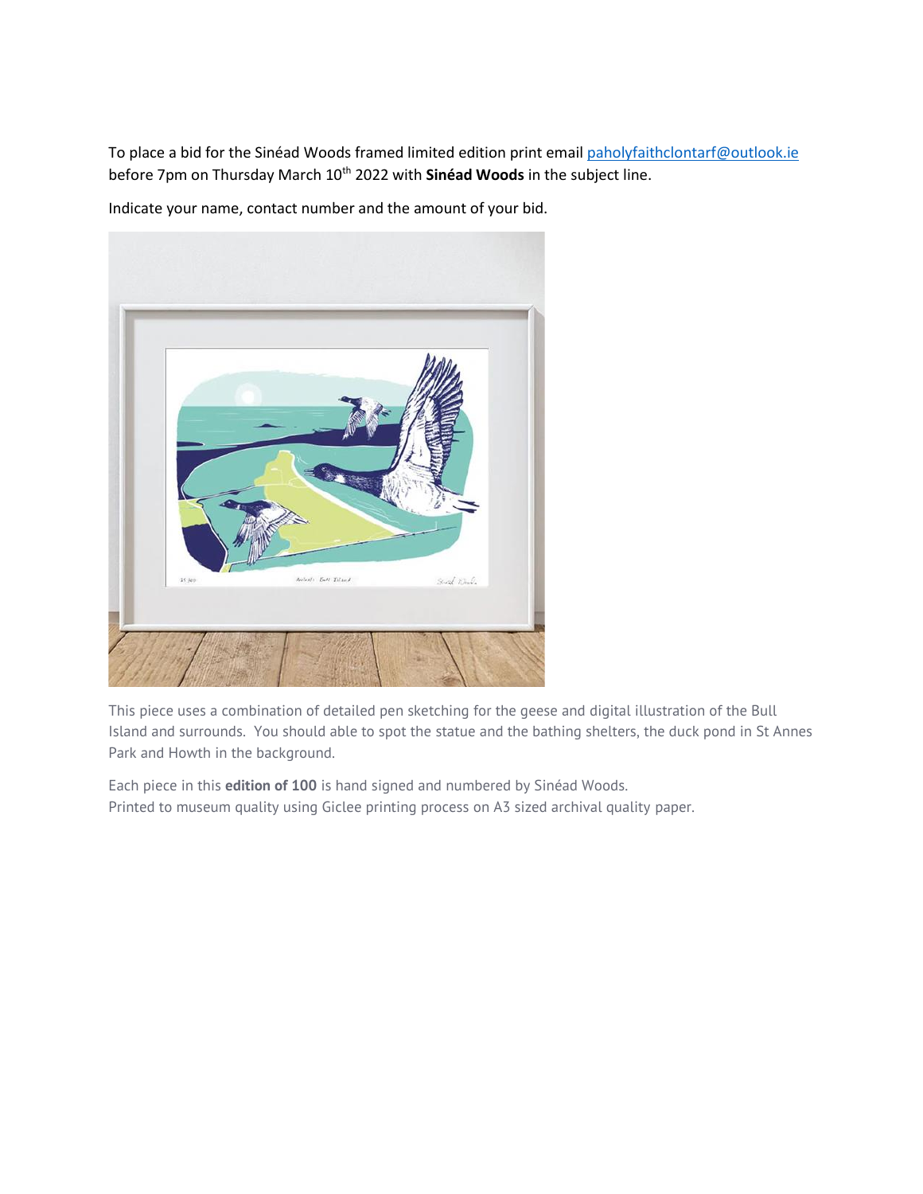To place a bid for the Sinéad Woods framed limited edition print email paholyfaithclontarf@outlook.ie before 7pm on Thursday March 10th 2022 with **Sinéad Woods** in the subject line.

Indicate your name, contact number and the amount of your bid.

This piece uses a combination of detailed pen sketching for the geese and digital illustration of the Bull Island and surrounds. You should able to spot the statue and the bathing shelters, the duck pond in St Annes Park and Howth in the background.

Each piece in this **edition of 100** is hand signed and numbered by Sinéad Woods.
Printed to museum quality using Giclee printing process on A3 sized archival quality paper.